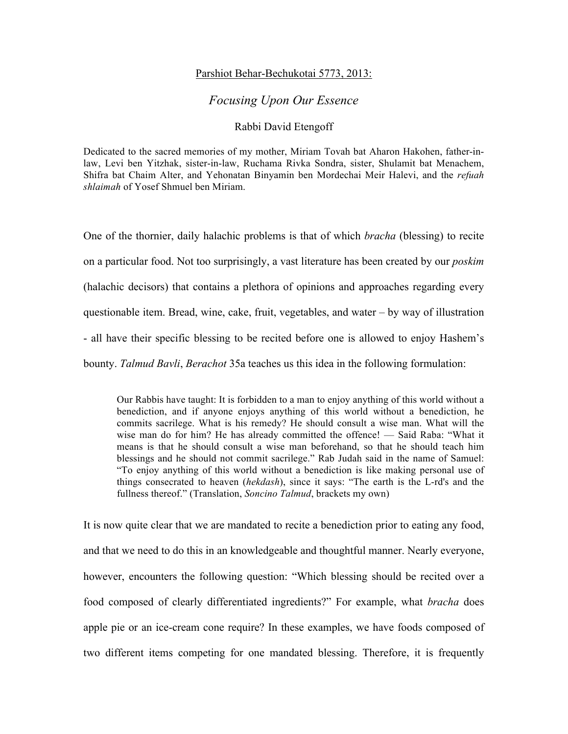Parshiot Behar-Bechukotai 5773, 2013:

# *Focusing Upon Our Essence*

Rabbi David Etengoff

Dedicated to the sacred memories of my mother, Miriam Tovah bat Aharon Hakohen, father-in-law, Levi ben Yitzhak, sister-in-law, Ruchama Rivka Sondra, sister, Shulamit bat Menachem, Shifra bat Chaim Alter, and Yehonatan Binyamin ben Mordechai Meir Halevi, and the *refuah shlaimah* of Yosef Shmuel ben Miriam.

One of the thornier, daily halachic problems is that of which *bracha* (blessing) to recite on a particular food. Not too surprisingly, a vast literature has been created by our *poskim* (halachic decisors) that contains a plethora of opinions and approaches regarding every questionable item. Bread, wine, cake, fruit, vegetables, and water – by way of illustration - all have their specific blessing to be recited before one is allowed to enjoy Hashem's bounty. *Talmud Bavli*, *Berachot* 35a teaches us this idea in the following formulation:

> Our Rabbis have taught: It is forbidden to a man to enjoy anything of this world without a benediction, and if anyone enjoys anything of this world without a benediction, he commits sacrilege. What is his remedy? He should consult a wise man. What will the wise man do for him? He has already committed the offence! — Said Raba: "What it means is that he should consult a wise man beforehand, so that he should teach him blessings and he should not commit sacrilege." Rab Judah said in the name of Samuel: "To enjoy anything of this world without a benediction is like making personal use of things consecrated to heaven (*hekdash*), since it says: "The earth is the L-rd's and the fullness thereof." (Translation, *Soncino Talmud*, brackets my own)

It is now quite clear that we are mandated to recite a benediction prior to eating any food, and that we need to do this in an knowledgeable and thoughtful manner. Nearly everyone, however, encounters the following question: "Which blessing should be recited over a food composed of clearly differentiated ingredients?" For example, what *bracha* does apple pie or an ice-cream cone require? In these examples, we have foods composed of two different items competing for one mandated blessing. Therefore, it is frequently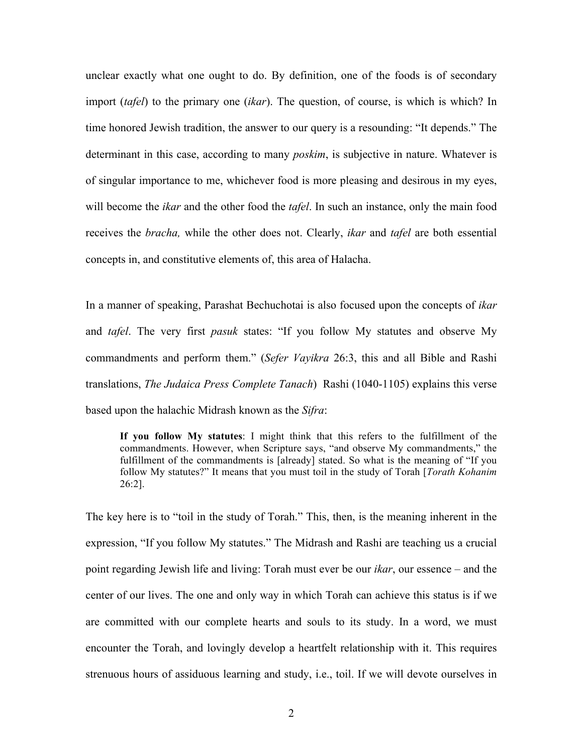unclear exactly what one ought to do. By definition, one of the foods is of secondary import (*tafel*) to the primary one (*ikar*). The question, of course, is which is which? In time honored Jewish tradition, the answer to our query is a resounding: "It depends." The determinant in this case, according to many *poskim*, is subjective in nature. Whatever is of singular importance to me, whichever food is more pleasing and desirous in my eyes, will become the *ikar* and the other food the *tafel*. In such an instance, only the main food receives the *bracha,* while the other does not. Clearly, *ikar* and *tafel* are both essential concepts in, and constitutive elements of, this area of Halacha.

In a manner of speaking, Parashat Bechuchotai is also focused upon the concepts of *ikar* and *tafel*. The very first *pasuk* states: "If you follow My statutes and observe My commandments and perform them." (*Sefer Vayikra* 26:3, this and all Bible and Rashi translations, *The Judaica Press Complete Tanach*) Rashi (1040-1105) explains this verse based upon the halachic Midrash known as the *Sifra*:

> **If you follow My statutes**: I might think that this refers to the fulfillment of the commandments. However, when Scripture says, "and observe My commandments," the fulfillment of the commandments is [already] stated. So what is the meaning of "If you follow My statutes?" It means that you must toil in the study of Torah [*Torath Kohanim* 26:2].

The key here is to "toil in the study of Torah." This, then, is the meaning inherent in the expression, "If you follow My statutes." The Midrash and Rashi are teaching us a crucial point regarding Jewish life and living: Torah must ever be our *ikar*, our essence – and the center of our lives. The one and only way in which Torah can achieve this status is if we are committed with our complete hearts and souls to its study. In a word, we must encounter the Torah, and lovingly develop a heartfelt relationship with it. This requires strenuous hours of assiduous learning and study, i.e., toil. If we will devote ourselves in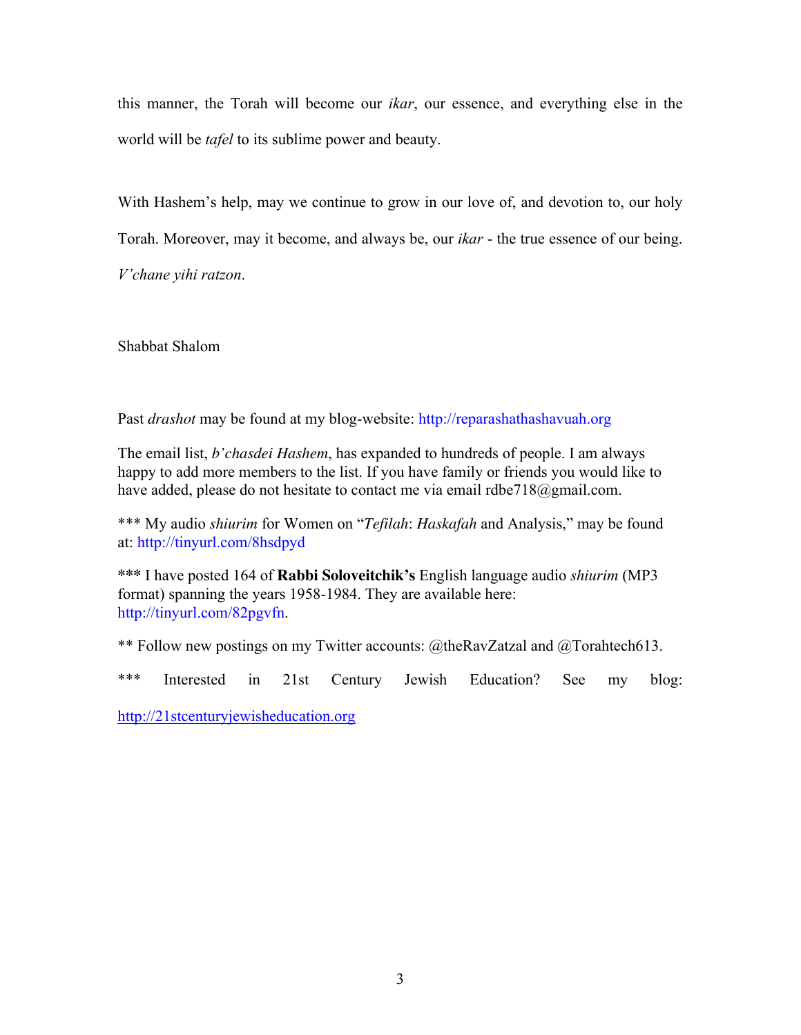this manner, the Torah will become our *ikar*, our essence, and everything else in the world will be *tafel* to its sublime power and beauty.

With Hashem's help, may we continue to grow in our love of, and devotion to, our holy Torah. Moreover, may it become, and always be, our *ikar* - the true essence of our being. *V'chane yihi ratzon*.

Shabbat Shalom

Past *drashot* may be found at my blog-website: http://reparashathashavuah.org

The email list, *b'chasdei Hashem*, has expanded to hundreds of people. I am always happy to add more members to the list. If you have family or friends you would like to have added, please do not hesitate to contact me via email rdbe718@gmail.com.

*** My audio *shiurim* for Women on "*Tefilah*: *Haskafah* and Analysis," may be found at: http://tinyurl.com/8hsdpyd

*** I have posted 164 of **Rabbi Soloveitchik's** English language audio *shiurim* (MP3 format) spanning the years 1958-1984. They are available here: http://tinyurl.com/82pgvfn.

** Follow new postings on my Twitter accounts: @theRavZatzal and @Torahtech613.

*** Interested in 21st Century Jewish Education? See my blog: http://21stcenturyjewisheducation.org